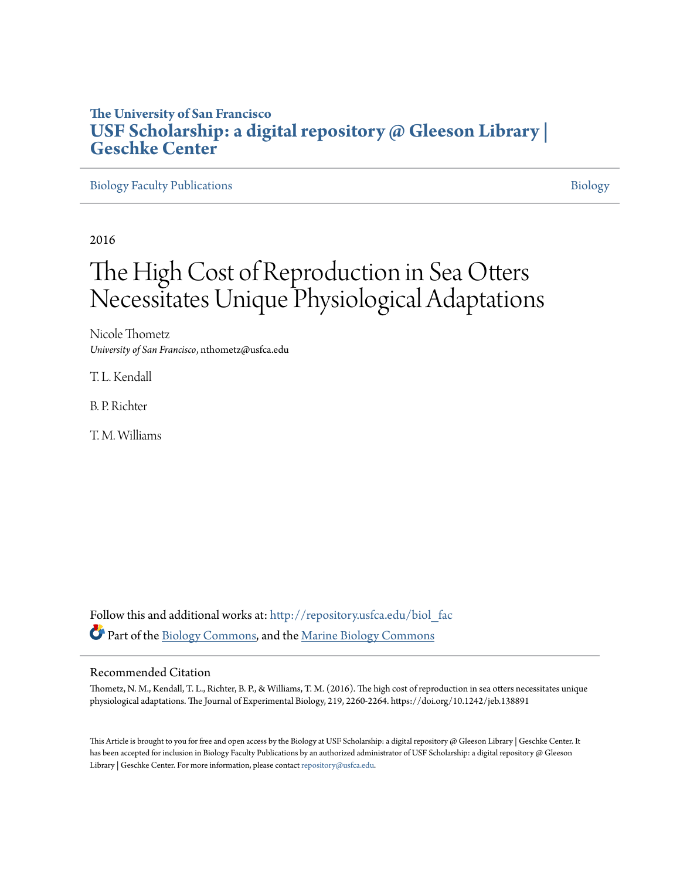The University of San Francisco

# USF Scholarship: a digital repository @ Gleeson Library | Geschke Center

Biology Faculty Publications | Biology

2016

# The High Cost of Reproduction in Sea Otters Necessitates Unique Physiological Adaptations

Nicole Thometz
*University of San Francisco*, nthometz@usfca.edu

T. L. Kendall

B. P. Richter

T. M. Williams

Follow this and additional works at: http://repository.usfca.edu/biol_fac

Part of the Biology Commons, and the Marine Biology Commons

## Recommended Citation

Thometz, N. M., Kendall, T. L., Richter, B. P., & Williams, T. M. (2016). The high cost of reproduction in sea otters necessitates unique physiological adaptations. The Journal of Experimental Biology, 219, 2260-2264. https://doi.org/10.1242/jeb.138891

This Article is brought to you for free and open access by the Biology at USF Scholarship: a digital repository @ Gleeson Library | Geschke Center. It has been accepted for inclusion in Biology Faculty Publications by an authorized administrator of USF Scholarship: a digital repository @ Gleeson Library | Geschke Center. For more information, please contact repository@usfca.edu.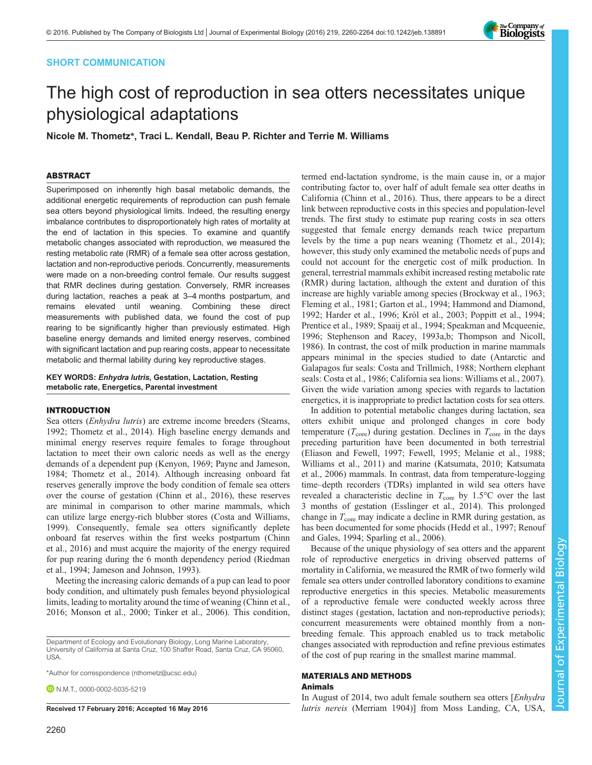SHORT COMMUNICATION

# The high cost of reproduction in sea otters necessitates unique physiological adaptations

**Nicole M. Thometz*, Traci L. Kendall, Beau P. Richter and Terrie M. Williams**

## ABSTRACT

Superimposed on inherently high basal metabolic demands, the additional energetic requirements of reproduction can push female sea otters beyond physiological limits. Indeed, the resulting energy imbalance contributes to disproportionately high rates of mortality at the end of lactation in this species. To examine and quantify metabolic changes associated with reproduction, we measured the resting metabolic rate (RMR) of a female sea otter across gestation, lactation and non-reproductive periods. Concurrently, measurements were made on a non-breeding control female. Our results suggest that RMR declines during gestation. Conversely, RMR increases during lactation, reaches a peak at 3–4 months postpartum, and remains elevated until weaning. Combining these direct measurements with published data, we found the cost of pup rearing to be significantly higher than previously estimated. High baseline energy demands and limited energy reserves, combined with significant lactation and pup rearing costs, appear to necessitate metabolic and thermal lability during key reproductive stages.

**KEY WORDS:** ***Enhydra lutris*, Gestation, Lactation, Resting metabolic rate, Energetics, Parental investment**

## INTRODUCTION

Sea otters (*Enhydra lutris*) are extreme income breeders (Stearns, 1992; Thometz et al., 2014). High baseline energy demands and minimal energy reserves require females to forage throughout lactation to meet their own caloric needs as well as the energy demands of a dependent pup (Kenyon, 1969; Payne and Jameson, 1984; Thometz et al., 2014). Although increasing onboard fat reserves generally improve the body condition of female sea otters over the course of gestation (Chinn et al., 2016), these reserves are minimal in comparison to other marine mammals, which can utilize large energy-rich blubber stores (Costa and Williams, 1999). Consequently, female sea otters significantly deplete onboard fat reserves within the first weeks postpartum (Chinn et al., 2016) and must acquire the majority of the energy required for pup rearing during the 6 month dependency period (Riedman et al., 1994; Jameson and Johnson, 1993).

Meeting the increasing caloric demands of a pup can lead to poor body condition, and ultimately push females beyond physiological limits, leading to mortality around the time of weaning (Chinn et al., 2016; Monson et al., 2000; Tinker et al., 2006). This condition, termed end-lactation syndrome, is the main cause in, or a major contributing factor to, over half of adult female sea otter deaths in California (Chinn et al., 2016). Thus, there appears to be a direct link between reproductive costs in this species and population-level trends. The first study to estimate pup rearing costs in sea otters suggested that female energy demands reach twice prepartum levels by the time a pup nears weaning (Thometz et al., 2014); however, this study only examined the metabolic needs of pups and could not account for the energetic cost of milk production. In general, terrestrial mammals exhibit increased resting metabolic rate (RMR) during lactation, although the extent and duration of this increase are highly variable among species (Brockway et al., 1963; Fleming et al., 1981; Garton et al., 1994; Hammond and Diamond, 1992; Harder et al., 1996; Król et al., 2003; Poppitt et al., 1994; Prentice et al., 1989; Spaaij et al., 1994; Speakman and Mcqueenie, 1996; Stephenson and Racey, 1993a,b; Thompson and Nicoll, 1986). In contrast, the cost of milk production in marine mammals appears minimal in the species studied to date (Antarctic and Galapagos fur seals: Costa and Trillmich, 1988; Northern elephant seals: Costa et al., 1986; California sea lions: Williams et al., 2007). Given the wide variation among species with regards to lactation energetics, it is inappropriate to predict lactation costs for sea otters.

In addition to potential metabolic changes during lactation, sea otters exhibit unique and prolonged changes in core body temperature ($T_{core}$) during gestation. Declines in $T_{core}$ in the days preceding parturition have been documented in both terrestrial (Eliason and Fewell, 1997; Fewell, 1995; Melanie et al., 1988; Williams et al., 2011) and marine (Katsumata, 2010; Katsumata et al., 2006) mammals. In contrast, data from temperature-logging time–depth recorders (TDRs) implanted in wild sea otters have revealed a characteristic decline in $T_{core}$ by 1.5°C over the last 3 months of gestation (Esslinger et al., 2014). This prolonged change in $T_{core}$ may indicate a decline in RMR during gestation, as has been documented for some phocids (Hedd et al., 1997; Renouf and Gales, 1994; Sparling et al., 2006).

Because of the unique physiology of sea otters and the apparent role of reproductive energetics in driving observed patterns of mortality in California, we measured the RMR of two formerly wild female sea otters under controlled laboratory conditions to examine reproductive energetics in this species. Metabolic measurements of a reproductive female were conducted weekly across three distinct stages (gestation, lactation and non-reproductive periods); concurrent measurements were obtained monthly from a non-breeding female. This approach enabled us to track metabolic changes associated with reproduction and refine previous estimates of the cost of pup rearing in the smallest marine mammal.

## MATERIALS AND METHODS

### Animals

In August of 2014, two adult female southern sea otters [*Enhydra lutris nereis* (Merriam 1904)] from Moss Landing, CA, USA,

Department of Ecology and Evolutionary Biology, Long Marine Laboratory, University of California at Santa Cruz, 100 Shaffer Road, Santa Cruz, CA 95060, USA.

*Author for correspondence (nthometz@ucsc.edu)

N.M.T., 0000-0002-5035-5219

Received 17 February 2016; Accepted 16 May 2016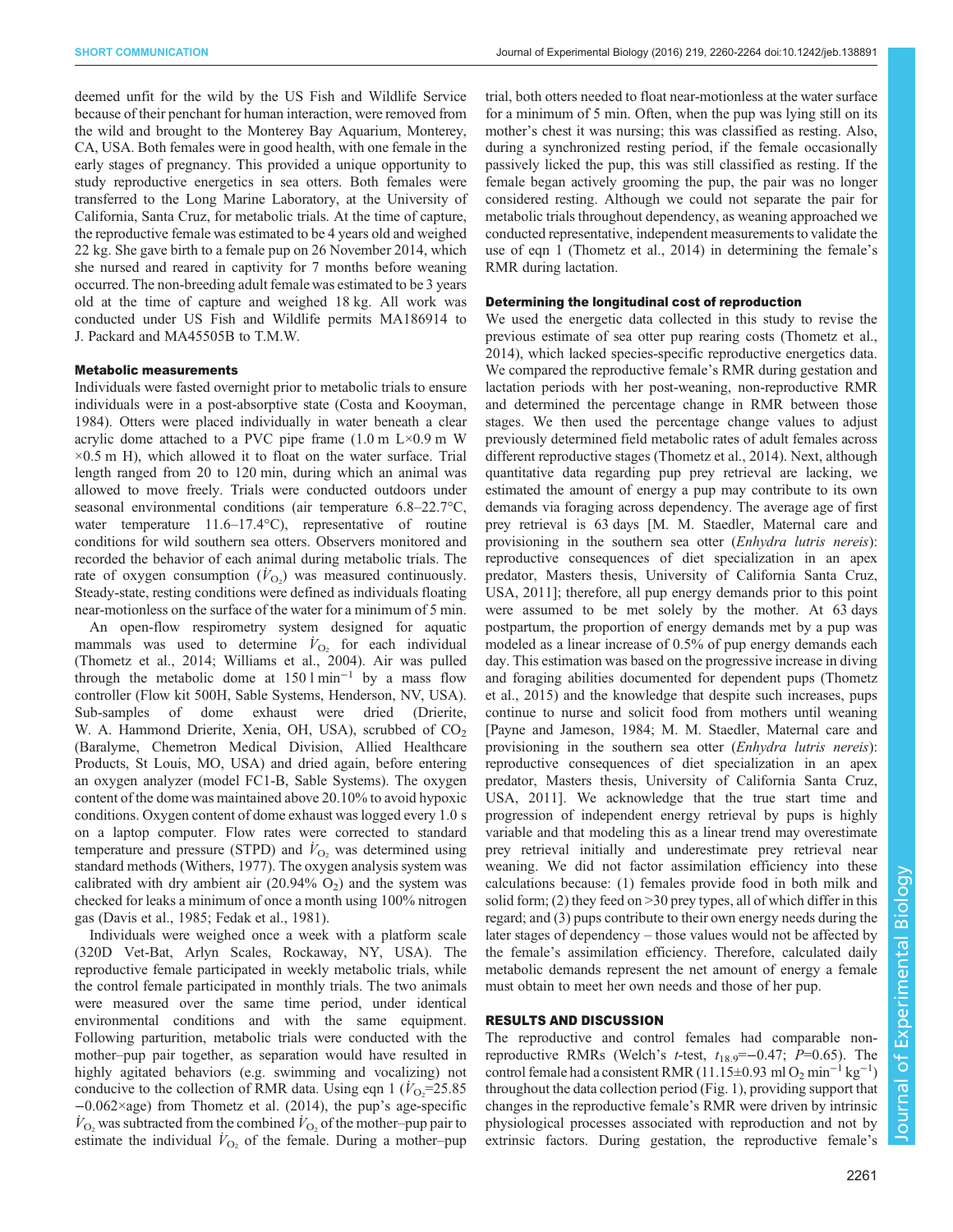deemed unfit for the wild by the US Fish and Wildlife Service because of their penchant for human interaction, were removed from the wild and brought to the Monterey Bay Aquarium, Monterey, CA, USA. Both females were in good health, with one female in the early stages of pregnancy. This provided a unique opportunity to study reproductive energetics in sea otters. Both females were transferred to the Long Marine Laboratory, at the University of California, Santa Cruz, for metabolic trials. At the time of capture, the reproductive female was estimated to be 4 years old and weighed 22 kg. She gave birth to a female pup on 26 November 2014, which she nursed and reared in captivity for 7 months before weaning occurred. The non-breeding adult female was estimated to be 3 years old at the time of capture and weighed 18 kg. All work was conducted under US Fish and Wildlife permits MA186914 to J. Packard and MA45505B to T.M.W.

#### Metabolic measurements

Individuals were fasted overnight prior to metabolic trials to ensure individuals were in a post-absorptive state (Costa and Kooyman, 1984). Otters were placed individually in water beneath a clear acrylic dome attached to a PVC pipe frame (1.0 m L×0.9 m W ×0.5 m H), which allowed it to float on the water surface. Trial length ranged from 20 to 120 min, during which an animal was allowed to move freely. Trials were conducted outdoors under seasonal environmental conditions (air temperature 6.8–22.7°C, water temperature 11.6–17.4°C), representative of routine conditions for wild southern sea otters. Observers monitored and recorded the behavior of each animal during metabolic trials. The rate of oxygen consumption ($\dot{V}_{O_2}$) was measured continuously. Steady-state, resting conditions were defined as individuals floating near-motionless on the surface of the water for a minimum of 5 min.

An open-flow respirometry system designed for aquatic mammals was used to determine $\dot{V}_{O_2}$ for each individual (Thometz et al., 2014; Williams et al., 2004). Air was pulled through the metabolic dome at 150 l min$^{-1}$ by a mass flow controller (Flow kit 500H, Sable Systems, Henderson, NV, USA). Sub-samples of dome exhaust were dried (Drierite, W. A. Hammond Drierite, Xenia, OH, USA), scrubbed of $CO_2$ (Baralyme, Chemetron Medical Division, Allied Healthcare Products, St Louis, MO, USA) and dried again, before entering an oxygen analyzer (model FC1-B, Sable Systems). The oxygen content of the dome was maintained above 20.10% to avoid hypoxic conditions. Oxygen content of dome exhaust was logged every 1.0 s on a laptop computer. Flow rates were corrected to standard temperature and pressure (STPD) and $\dot{V}_{O_2}$ was determined using standard methods (Withers, 1977). The oxygen analysis system was calibrated with dry ambient air (20.94% $O_2$) and the system was checked for leaks a minimum of once a month using 100% nitrogen gas (Davis et al., 1985; Fedak et al., 1981).

Individuals were weighed once a week with a platform scale (320D Vet-Bat, Arlyn Scales, Rockaway, NY, USA). The reproductive female participated in weekly metabolic trials, while the control female participated in monthly trials. The two animals were measured over the same time period, under identical environmental conditions and with the same equipment. Following parturition, metabolic trials were conducted with the mother–pup pair together, as separation would have resulted in highly agitated behaviors (e.g. swimming and vocalizing) not conducive to the collection of RMR data. Using eqn 1 ($\dot{V}_{O_2}$=25.85 −0.062×age) from Thometz et al. (2014), the pup's age-specific $\dot{V}_{O_2}$ was subtracted from the combined $\dot{V}_{O_2}$ of the mother–pup pair to estimate the individual $\dot{V}_{O_2}$ of the female. During a mother–pup trial, both otters needed to float near-motionless at the water surface for a minimum of 5 min. Often, when the pup was lying still on its mother's chest it was nursing; this was classified as resting. Also, during a synchronized resting period, if the female occasionally passively licked the pup, this was still classified as resting. If the female began actively grooming the pup, the pair was no longer considered resting. Although we could not separate the pair for metabolic trials throughout dependency, as weaning approached we conducted representative, independent measurements to validate the use of eqn 1 (Thometz et al., 2014) in determining the female's RMR during lactation.

#### Determining the longitudinal cost of reproduction

We used the energetic data collected in this study to revise the previous estimate of sea otter pup rearing costs (Thometz et al., 2014), which lacked species-specific reproductive energetics data. We compared the reproductive female's RMR during gestation and lactation periods with her post-weaning, non-reproductive RMR and determined the percentage change in RMR between those stages. We then used the percentage change values to adjust previously determined field metabolic rates of adult females across different reproductive stages (Thometz et al., 2014). Next, although quantitative data regarding pup prey retrieval are lacking, we estimated the amount of energy a pup may contribute to its own demands via foraging across dependency. The average age of first prey retrieval is 63 days [M. M. Staedler, Maternal care and provisioning in the southern sea otter (*Enhydra lutris nereis*): reproductive consequences of diet specialization in an apex predator, Masters thesis, University of California Santa Cruz, USA, 2011]; therefore, all pup energy demands prior to this point were assumed to be met solely by the mother. At 63 days postpartum, the proportion of energy demands met by a pup was modeled as a linear increase of 0.5% of pup energy demands each day. This estimation was based on the progressive increase in diving and foraging abilities documented for dependent pups (Thometz et al., 2015) and the knowledge that despite such increases, pups continue to nurse and solicit food from mothers until weaning [Payne and Jameson, 1984; M. M. Staedler, Maternal care and provisioning in the southern sea otter (*Enhydra lutris nereis*): reproductive consequences of diet specialization in an apex predator, Masters thesis, University of California Santa Cruz, USA, 2011]. We acknowledge that the true start time and progression of independent energy retrieval by pups is highly variable and that modeling this as a linear trend may overestimate prey retrieval initially and underestimate prey retrieval near weaning. We did not factor assimilation efficiency into these calculations because: (1) females provide food in both milk and solid form; (2) they feed on >30 prey types, all of which differ in this regard; and (3) pups contribute to their own energy needs during the later stages of dependency – those values would not be affected by the female's assimilation efficiency. Therefore, calculated daily metabolic demands represent the net amount of energy a female must obtain to meet her own needs and those of her pup.

## RESULTS AND DISCUSSION

The reproductive and control females had comparable non-reproductive RMRs (Welch's *t*-test, $t_{18.9}$=−0.47; *P*=0.65). The control female had a consistent RMR (11.15±0.93 ml $O_2$ min$^{-1}$ kg$^{-1}$) throughout the data collection period (Fig. 1), providing support that changes in the reproductive female's RMR were driven by intrinsic physiological processes associated with reproduction and not by extrinsic factors. During gestation, the reproductive female's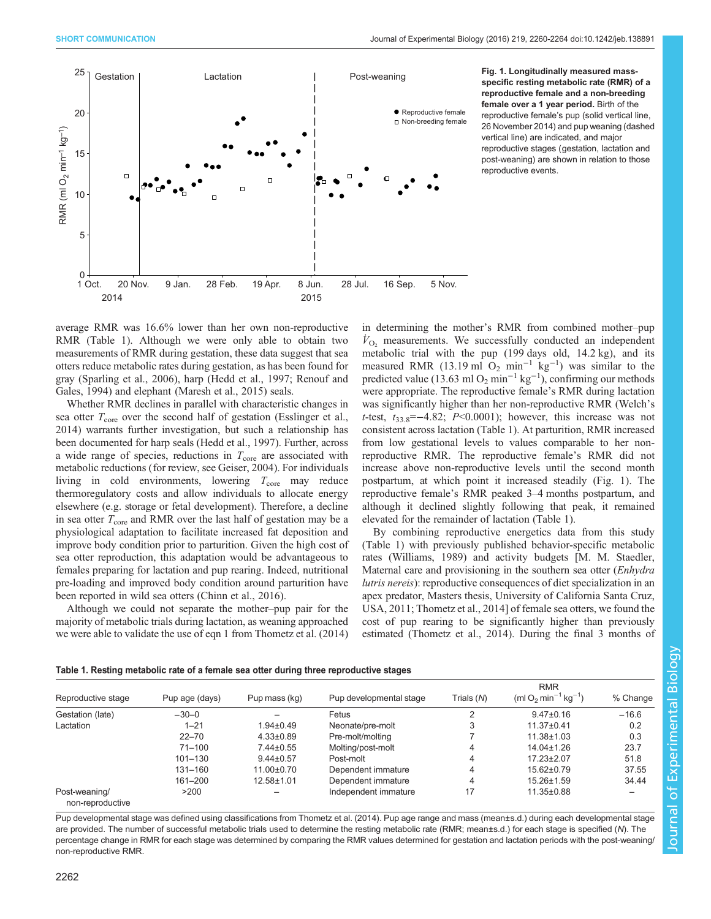Gestation

Lactation

Post-weaning

RMR (ml $O_2$ min$^{-1}$ kg$^{-1}$)

25
20
15
10
5
0

1 Oct. 2014
20 Nov.
9 Jan.
28 Feb.
19 Apr.
8 Jun. 2015
28 Jul.
16 Sep.
5 Nov.

● Reproductive female
□ Non-breeding female

**Fig. 1. Longitudinally measured mass-specific resting metabolic rate (RMR) of a reproductive female and a non-breeding female over a 1 year period.** Birth of the reproductive female's pup (solid vertical line, 26 November 2014) and pup weaning (dashed vertical line) are indicated, and major reproductive stages (gestation, lactation and post-weaning) are shown in relation to those reproductive events.

average RMR was 16.6% lower than her own non-reproductive RMR (Table 1). Although we were only able to obtain two measurements of RMR during gestation, these data suggest that sea otters reduce metabolic rates during gestation, as has been found for gray (Sparling et al., 2006), harp (Hedd et al., 1997; Renouf and Gales, 1994) and elephant (Maresh et al., 2015) seals.

Whether RMR declines in parallel with characteristic changes in sea otter $T_{core}$ over the second half of gestation (Esslinger et al., 2014) warrants further investigation, but such a relationship has been documented for harp seals (Hedd et al., 1997). Further, across a wide range of species, reductions in $T_{core}$ are associated with metabolic reductions (for review, see Geiser, 2004). For individuals living in cold environments, lowering $T_{core}$ may reduce thermoregulatory costs and allow individuals to allocate energy elsewhere (e.g. storage or fetal development). Therefore, a decline in sea otter $T_{core}$ and RMR over the last half of gestation may be a physiological adaptation to facilitate increased fat deposition and improve body condition prior to parturition. Given the high cost of sea otter reproduction, this adaptation would be advantageous to females preparing for lactation and pup rearing. Indeed, nutritional pre-loading and improved body condition around parturition have been reported in wild sea otters (Chinn et al., 2016).

Although we could not separate the mother–pup pair for the majority of metabolic trials during lactation, as weaning approached we were able to validate the use of eqn 1 from Thometz et al. (2014) in determining the mother's RMR from combined mother–pup $\dot{V}_{O_2}$ measurements. We successfully conducted an independent metabolic trial with the pup (199 days old, 14.2 kg), and its measured RMR (13.19 ml $O_2$ min$^{-1}$ kg$^{-1}$) was similar to the predicted value (13.63 ml $O_2$ min$^{-1}$ kg$^{-1}$), confirming our methods were appropriate. The reproductive female's RMR during lactation was significantly higher than her non-reproductive RMR (Welch's *t*-test, $t_{33.8}=-4.82$; $P<0.0001$); however, this increase was not consistent across lactation (Table 1). At parturition, RMR increased from low gestational levels to values comparable to her non-reproductive RMR. The reproductive female's RMR did not increase above non-reproductive levels until the second month postpartum, at which point it increased steadily (Fig. 1). The reproductive female's RMR peaked 3–4 months postpartum, and although it declined slightly following that peak, it remained elevated for the remainder of lactation (Table 1).

By combining reproductive energetics data from this study (Table 1) with previously published behavior-specific metabolic rates (Williams, 1989) and activity budgets [M. M. Staedler, Maternal care and provisioning in the southern sea otter (*Enhydra lutris nereis*): reproductive consequences of diet specialization in an apex predator, Masters thesis, University of California Santa Cruz, USA, 2011; Thometz et al., 2014] of female sea otters, we found the cost of pup rearing to be significantly higher than previously estimated (Thometz et al., 2014). During the final 3 months of

**Table 1. Resting metabolic rate of a female sea otter during three reproductive stages**

| Reproductive stage | Pup age (days) | Pup mass (kg) | Pup developmental stage | Trials (*N*) | RMR (ml $O_2$ min$^{-1}$ kg$^{-1}$) | % Change |
|---|---|---|---|---|---|---|
| Gestation (late) | −30–0 | – | Fetus | 2 | 9.47±0.16 | −16.6 |
| Lactation | 1–21 | 1.94±0.49 | Neonate/pre-molt | 3 | 11.37±0.41 | 0.2 |
| | 22–70 | 4.33±0.89 | Pre-molt/molting | 7 | 11.38±1.03 | 0.3 |
| | 71–100 | 7.44±0.55 | Molting/post-molt | 4 | 14.04±1.26 | 23.7 |
| | 101–130 | 9.44±0.57 | Post-molt | 4 | 17.23±2.07 | 51.8 |
| | 131–160 | 11.00±0.70 | Dependent immature | 4 | 15.62±0.79 | 37.55 |
| | 161–200 | 12.58±1.01 | Dependent immature | 4 | 15.26±1.59 | 34.44 |
| Post-weaning/ non-reproductive | >200 | – | Independent immature | 17 | 11.35±0.88 | – |

Pup developmental stage was defined using classifications from Thometz et al. (2014). Pup age range and mass (mean±s.d.) during each developmental stage are provided. The number of successful metabolic trials used to determine the resting metabolic rate (RMR; mean±s.d.) for each stage is specified (*N*). The percentage change in RMR for each stage was determined by comparing the RMR values determined for gestation and lactation periods with the post-weaning/ non-reproductive RMR.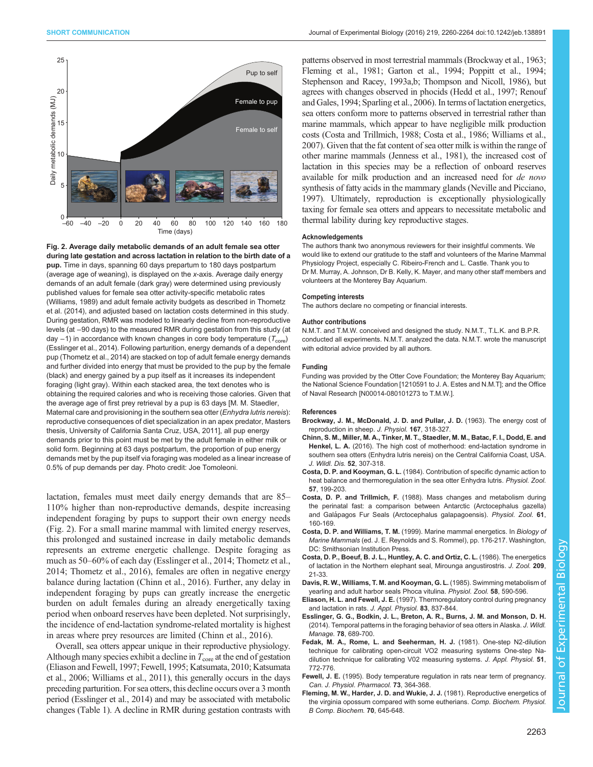25

20

15

10

5

0

Daily metabolic demands (MJ)

–60 –40 –20 0 20 40 60 80 100 120 140 160 180

Time (days)

Pup to self

Female to pup

Female to self

**Fig. 2. Average daily metabolic demands of an adult female sea otter during late gestation and across lactation in relation to the birth date of a pup.** Time in days, spanning 60 days prepartum to 180 days postpartum (average age of weaning), is displayed on the *x*-axis. Average daily energy demands of an adult female (dark gray) were determined using previously published values for female sea otter activity-specific metabolic rates (Williams, 1989) and adult female activity budgets as described in Thometz et al. (2014), and adjusted based on lactation costs determined in this study. During gestation, RMR was modeled to linearly decline from non-reproductive levels (at −90 days) to the measured RMR during gestation from this study (at day −1) in accordance with known changes in core body temperature ($T_{core}$) (Esslinger et al., 2014). Following parturition, energy demands of a dependent pup (Thometz et al., 2014) are stacked on top of adult female energy demands and further divided into energy that must be provided to the pup by the female (black) and energy gained by a pup itself as it increases its independent foraging (light gray). Within each stacked area, the text denotes who is obtaining the required calories and who is receiving those calories. Given that the average age of first prey retrieval by a pup is 63 days [M. M. Staedler, Maternal care and provisioning in the southern sea otter (*Enhydra lutris nereis*): reproductive consequences of diet specialization in an apex predator, Masters thesis, University of California Santa Cruz, USA, 2011], all pup energy demands prior to this point must be met by the adult female in either milk or solid form. Beginning at 63 days postpartum, the proportion of pup energy demands met by the pup itself via foraging was modeled as a linear increase of 0.5% of pup demands per day. Photo credit: Joe Tomoleoni.

lactation, females must meet daily energy demands that are 85–110% higher than non-reproductive demands, despite increasing independent foraging by pups to support their own energy needs (Fig. 2). For a small marine mammal with limited energy reserves, this prolonged and sustained increase in daily metabolic demands represents an extreme energetic challenge. Despite foraging as much as 50–60% of each day (Esslinger et al., 2014; Thometz et al., 2014; Thometz et al., 2016), females are often in negative energy balance during lactation (Chinn et al., 2016). Further, any delay in independent foraging by pups can greatly increase the energetic burden on adult females during an already energetically taxing period when onboard reserves have been depleted. Not surprisingly, the incidence of end-lactation syndrome-related mortality is highest in areas where prey resources are limited (Chinn et al., 2016).

Overall, sea otters appear unique in their reproductive physiology. Although many species exhibit a decline in $T_{core}$ at the end of gestation (Eliason and Fewell, 1997; Fewell, 1995; Katsumata, 2010; Katsumata et al., 2006; Williams et al., 2011), this generally occurs in the days preceding parturition. For sea otters, this decline occurs over a 3 month period (Esslinger et al., 2014) and may be associated with metabolic changes (Table 1). A decline in RMR during gestation contrasts with patterns observed in most terrestrial mammals (Brockway et al., 1963; Fleming et al., 1981; Garton et al., 1994; Poppitt et al., 1994; Stephenson and Racey, 1993a,b; Thompson and Nicoll, 1986), but agrees with changes observed in phocids (Hedd et al., 1997; Renouf and Gales, 1994; Sparling et al., 2006). In terms of lactation energetics, sea otters conform more to patterns observed in terrestrial rather than marine mammals, which appear to have negligible milk production costs (Costa and Trillmich, 1988; Costa et al., 1986; Williams et al., 2007). Given that the fat content of sea otter milk is within the range of other marine mammals (Jenness et al., 1981), the increased cost of lactation in this species may be a reflection of onboard reserves available for milk production and an increased need for *de novo* synthesis of fatty acids in the mammary glands (Neville and Picciano, 1997). Ultimately, reproduction is exceptionally physiologically taxing for female sea otters and appears to necessitate metabolic and thermal lability during key reproductive stages.

#### Acknowledgements
The authors thank two anonymous reviewers for their insightful comments. We would like to extend our gratitude to the staff and volunteers of the Marine Mammal Physiology Project, especially C. Ribeiro-French and L. Castle. Thank you to Dr M. Murray, A. Johnson, Dr B. Kelly, K. Mayer, and many other staff members and volunteers at the Monterey Bay Aquarium.

#### Competing interests
The authors declare no competing or financial interests.

#### Author contributions
N.M.T. and T.M.W. conceived and designed the study. N.M.T., T.L.K. and B.P.R. conducted all experiments. N.M.T. analyzed the data. N.M.T. wrote the manuscript with editorial advice provided by all authors.

#### Funding
Funding was provided by the Otter Cove Foundation; the Monterey Bay Aquarium; the National Science Foundation [1210591 to J. A. Estes and N.M.T]; and the Office of Naval Research [N00014-080101273 to T.M.W.].

#### References
**Brockway, J. M., McDonald, J. D. and Pullar, J. D.** (1963). The energy cost of reproduction in sheep. *J. Physiol.* **167**, 318-327.

**Chinn, S. M., Miller, M. A., Tinker, M. T., Staedler, M. M., Batac, F. I., Dodd, E. and Henkel, L. A.** (2016). The high cost of motherhood: end-lactation syndrome in southern sea otters (Enhydra lutris nereis) on the Central California Coast, USA. *J. Wildl. Dis.* **52**, 307-318.

**Costa, D. P. and Kooyman, G. L.** (1984). Contribution of specific dynamic action to heat balance and thermoregulation in the sea otter Enhydra lutris. *Physiol. Zool.* **57**, 199-203.

**Costa, D. P. and Trillmich, F.** (1988). Mass changes and metabolism during the perinatal fast: a comparison between Antarctic (Arctocephalus gazella) and Galápagos Fur Seals (Arctocephalus galapagoensis). *Physiol. Zool.* **61**, 160-169.

**Costa, D. P. and Williams, T. M.** (1999). Marine mammal energetics. In *Biology of Marine Mammals* (ed. J. E. Reynolds and S. Rommel), pp. 176-217. Washington, DC: Smithsonian Institution Press.

**Costa, D. P., Boeuf, B. J. L., Huntley, A. C. and Ortiz, C. L.** (1986). The energetics of lactation in the Northern elephant seal, Mirounga angustirostris. *J. Zool.* **209**, 21-33.

**Davis, R. W., Williams, T. M. and Kooyman, G. L.** (1985). Swimming metabolism of yearling and adult harbor seals Phoca vitulina. *Physiol. Zool.* **58**, 590-596.

**Eliason, H. L. and Fewell, J. E.** (1997). Thermoregulatory control during pregnancy and lactation in rats. *J. Appl. Physiol.* **83**, 837-844.

**Esslinger, G. G., Bodkin, J. L., Breton, A. R., Burns, J. M. and Monson, D. H.** (2014). Temporal patterns in the foraging behavior of sea otters in Alaska. *J. Wildl. Manage.* **78**, 689-700.

**Fedak, M. A., Rome, L. and Seeherman, H. J.** (1981). One-step N2-dilution technique for calibrating open-circuit VO2 measuring systems One-step Na-dilution technique for calibrating V02 measuring systems. *J. Appl. Physiol.* **51**, 772-776.

**Fewell, J. E.** (1995). Body temperature regulation in rats near term of pregnancy. *Can. J. Physiol. Pharmacol.* **73**, 364-368.

**Fleming, M. W., Harder, J. D. and Wukie, J. J.** (1981). Reproductive energetics of the virginia opossum compared with some eutherians. *Comp. Biochem. Physiol. B Comp. Biochem.* **70**, 645-648.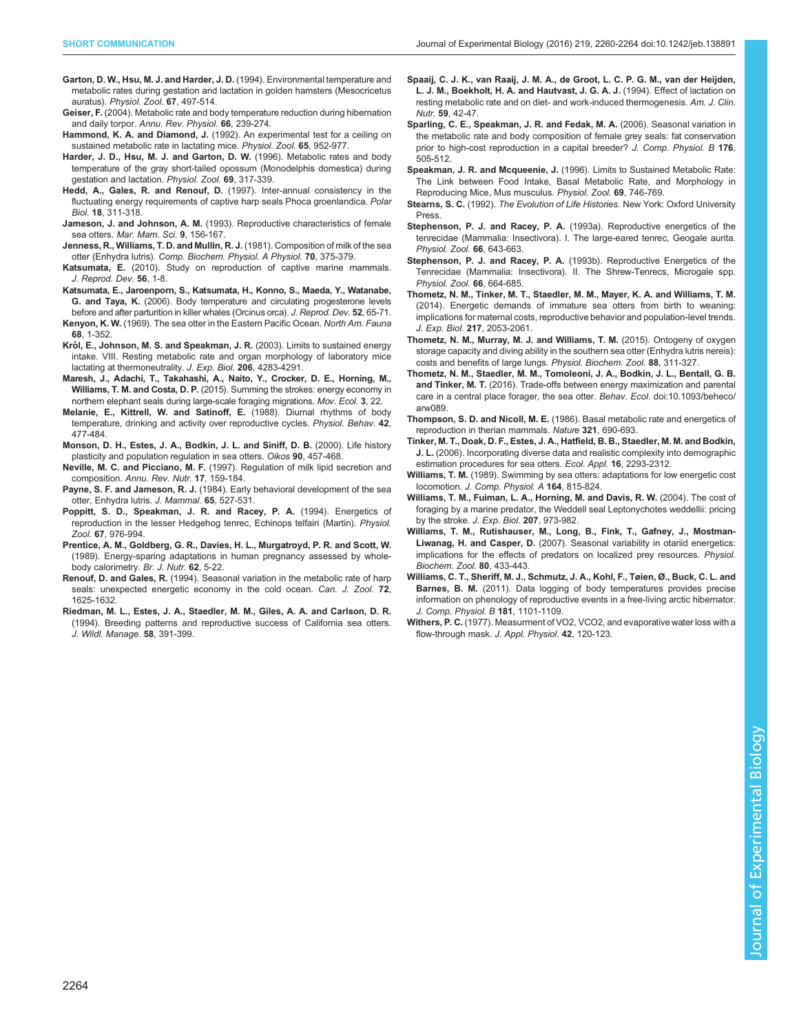**Garton, D. W., Hsu, M. J. and Harder, J. D.** (1994). Environmental temperature and metabolic rates during gestation and lactation in golden hamsters (Mesocricetus auratus). *Physiol. Zool.* **67**, 497-514.

**Geiser, F.** (2004). Metabolic rate and body temperature reduction during hibernation and daily torpor. *Annu. Rev. Physiol.* **66**, 239-274.

**Hammond, K. A. and Diamond, J.** (1992). An experimental test for a ceiling on sustained metabolic rate in lactating mice. *Physiol. Zool.* **65**, 952-977.

**Harder, J. D., Hsu, M. J. and Garton, D. W.** (1996). Metabolic rates and body temperature of the gray short-tailed opossum (Monodelphis domestica) during gestation and lactation. *Physiol. Zool.* **69**, 317-339.

**Hedd, A., Gales, R. and Renouf, D.** (1997). Inter-annual consistency in the fluctuating energy requirements of captive harp seals Phoca groenlandica. *Polar Biol.* **18**, 311-318.

**Jameson, J. and Johnson, A. M.** (1993). Reproductive characteristics of female sea otters. *Mar. Mam. Sci.* **9**, 156-167.

**Jenness, R., Williams, T. D. and Mullin, R. J.** (1981). Composition of milk of the sea otter (Enhydra lutris). *Comp. Biochem. Physiol. A Physiol.* **70**, 375-379.

**Katsumata, E.** (2010). Study on reproduction of captive marine mammals. *J. Reprod. Dev.* **56**, 1-8.

**Katsumata, E., Jaroenporn, S., Katsumata, H., Konno, S., Maeda, Y., Watanabe, G. and Taya, K.** (2006). Body temperature and circulating progesterone levels before and after parturition in killer whales (Orcinus orca). *J. Reprod. Dev.* **52**, 65-71.

**Kenyon, K. W.** (1969). The sea otter in the Eastern Pacific Ocean. *North Am. Fauna* **68**, 1-352.

**Król, E., Johnson, M. S. and Speakman, J. R.** (2003). Limits to sustained energy intake. VIII. Resting metabolic rate and organ morphology of laboratory mice lactating at thermoneutrality. *J. Exp. Biol.* **206**, 4283-4291.

**Maresh, J., Adachi, T., Takahashi, A., Naito, Y., Crocker, D. E., Horning, M., Williams, T. M. and Costa, D. P.** (2015). Summing the strokes: energy economy in northern elephant seals during large-scale foraging migrations. *Mov. Ecol.* **3**, 22.

**Melanie, E., Kittrell, W. and Satinoff, E.** (1988). Diurnal rhythms of body temperature, drinking and activity over reproductive cycles. *Physiol. Behav.* **42**, 477-484.

**Monson, D. H., Estes, J. A., Bodkin, J. L. and Siniff, D. B.** (2000). Life history plasticity and population regulation in sea otters. *Oikos* **90**, 457-468.

**Neville, M. C. and Picciano, M. F.** (1997). Regulation of milk lipid secretion and composition. *Annu. Rev. Nutr.* **17**, 159-184.

**Payne, S. F. and Jameson, R. J.** (1984). Early behavioral development of the sea otter, Enhydra lutris. *J. Mammal.* **65**, 527-531.

**Poppitt, S. D., Speakman, J. R. and Racey, P. A.** (1994). Energetics of reproduction in the lesser Hedgehog tenrec, Echinops telfairi (Martin). *Physiol. Zool.* **67**, 976-994.

**Prentice, A. M., Goldberg, G. R., Davies, H. L., Murgatroyd, P. R. and Scott, W.** (1989). Energy-sparing adaptations in human pregnancy assessed by whole-body calorimetry. *Br. J. Nutr.* **62**, 5-22.

**Renouf, D. and Gales, R.** (1994). Seasonal variation in the metabolic rate of harp seals: unexpected energetic economy in the cold ocean. *Can. J. Zool.* **72**, 1625-1632.

**Riedman, M. L., Estes, J. A., Staedler, M. M., Giles, A. A. and Carlson, D. R.** (1994). Breeding patterns and reproductive success of California sea otters. *J. Wildl. Manage.* **58**, 391-399.

**Spaaij, C. J. K., van Raaij, J. M. A., de Groot, L. C. P. G. M., van der Heijden, L. J. M., Boekholt, H. A. and Hautvast, J. G. A. J.** (1994). Effect of lactation on resting metabolic rate and on diet- and work-induced thermogenesis. *Am. J. Clin. Nutr.* **59**, 42-47.

**Sparling, C. E., Speakman, J. R. and Fedak, M. A.** (2006). Seasonal variation in the metabolic rate and body composition of female grey seals: fat conservation prior to high-cost reproduction in a capital breeder? *J. Comp. Physiol. B* **176**, 505-512.

**Speakman, J. R. and Mcqueenie, J.** (1996). Limits to Sustained Metabolic Rate: The Link between Food Intake, Basal Metabolic Rate, and Morphology in Reproducing Mice, Mus musculus. *Physiol. Zool.* **69**, 746-769.

**Stearns, S. C.** (1992). *The Evolution of Life Histories*. New York: Oxford University Press.

**Stephenson, P. J. and Racey, P. A.** (1993a). Reproductive energetics of the tenrecidae (Mammalia: Insectivora). I. The large-eared tenrec, Geogale aurita. *Physiol. Zool.* **66**, 643-663.

**Stephenson, P. J. and Racey, P. A.** (1993b). Reproductive Energetics of the Tenrecidae (Mammalia: Insectivora). II. The Shrew-Tenrecs, Microgale spp. *Physiol. Zool.* **66**, 664-685.

**Thometz, N. M., Tinker, M. T., Staedler, M. M., Mayer, K. A. and Williams, T. M.** (2014). Energetic demands of immature sea otters from birth to weaning: implications for maternal costs, reproductive behavior and population-level trends. *J. Exp. Biol.* **217**, 2053-2061.

**Thometz, N. M., Murray, M. J. and Williams, T. M.** (2015). Ontogeny of oxygen storage capacity and diving ability in the southern sea otter (Enhydra lutris nereis): costs and benefits of large lungs. *Physiol. Biochem. Zool.* **88**, 311-327.

**Thometz, N. M., Staedler, M. M., Tomoleoni, J. A., Bodkin, J. L., Bentall, G. B. and Tinker, M. T.** (2016). Trade-offs between energy maximization and parental care in a central place forager, the sea otter. *Behav. Ecol*. doi:10.1093/beheco/arw089.

**Thompson, S. D. and Nicoll, M. E.** (1986). Basal metabolic rate and energetics of reproduction in therian mammals. *Nature* **321**, 690-693.

**Tinker, M. T., Doak, D. F., Estes, J. A., Hatfield, B. B., Staedler, M. M. and Bodkin, J. L.** (2006). Incorporating diverse data and realistic complexity into demographic estimation procedures for sea otters. *Ecol. Appl.* **16**, 2293-2312.

**Williams, T. M.** (1989). Swimming by sea otters: adaptations for low energetic cost locomotion. *J. Comp. Physiol. A* **164**, 815-824.

**Williams, T. M., Fuiman, L. A., Horning, M. and Davis, R. W.** (2004). The cost of foraging by a marine predator, the Weddell seal Leptonychotes weddellii: pricing by the stroke. *J. Exp. Biol.* **207**, 973-982.

**Williams, T. M., Rutishauser, M., Long, B., Fink, T., Gafney, J., Mostman-Liwanag, H. and Casper, D.** (2007). Seasonal variability in otariid energetics: implications for the effects of predators on localized prey resources. *Physiol. Biochem. Zool.* **80**, 433-443.

**Williams, C. T., Sheriff, M. J., Schmutz, J. A., Kohl, F., Tøien, Ø., Buck, C. L. and Barnes, B. M.** (2011). Data logging of body temperatures provides precise information on phenology of reproductive events in a free-living arctic hibernator. *J. Comp. Physiol. B* **181**, 1101-1109.

**Withers, P. C.** (1977). Measurment of VO2, VCO2, and evaporative water loss with a flow-through mask. *J. Appl. Physiol.* **42**, 120-123.